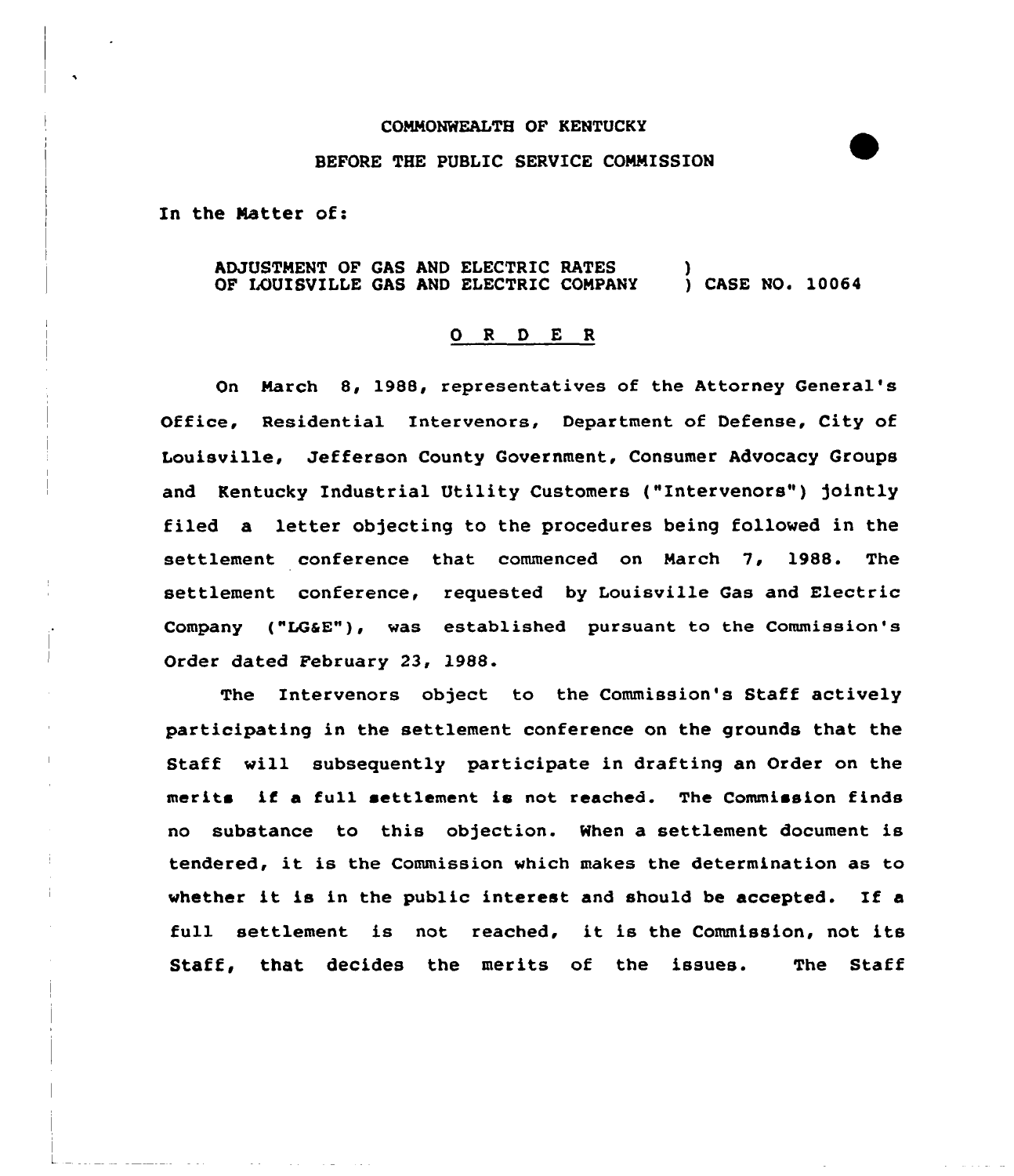COMMONWEALTH OF KENTUCKY

BEFORE THE PUBLIC SERVICE COMMISSION

In the Matter of:

ADJUSTMENT OF GAS AND ELECTRIC RATES OF LOUISVILLE GAS AND ELECTRIC COMPANY ) CASE NO. 10064

## O R D E R

On March 8, 1988, representatives of the Attorney General's Office, Residential Intervenors, Department of Defense, City of Louisville, Jefferson County Government, Consumer Advocacy Groups and Kentucky Industrial Utility Customers ("Intervenors") jointly filed a letter objecting to the procedures being followed in the settlement conference that commenced on March 7, 1988. The settlement conference, requested by Louisville Gas and Electric Company ("LG&E"), was established pursuant to the Commission's Order dated February 23, 1988.

The Intervenors object to the Commission's Staff actively participating in the settlement conference on the grounds that the Staff will subsequently participate in drafting an Order on the merits if a full settlement is not reached. The Commission finds no substance to this objection. When a settlement document is tendered, it is the Commission which makes the determination as to whether it is in the public interest and should be accepted. If a full settlement is not reached, it is the Commission, not its Staff, that decides the merits of the issues. The Staff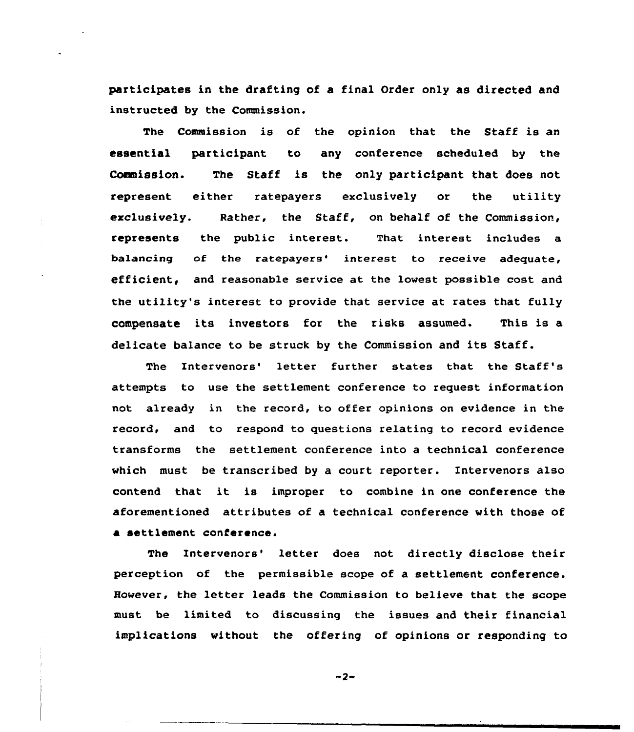participates in the drafting of a final Order only as directed and instructed by the Commission.

The Commission is of the opinion that the Staff is an essential participant to any conference scheduled by the Commission. The Staff is the only participant that does not represent either ratepayers exclusively or the utility exclusively. Rather, the Staff, on behalf of the Commission, represents the public interest. That interest includes a balancing of the ratepayers' interest to receive adequate, efficient, and reasonable service at the lowest possible cost and the utility's interest to provide that service at rates that fully compensate its investors for the risks assumed. This is a delicate balance to be struck by the Commission and its Staff.

The Intervenors' letter further states that the Staff's attempts to use the settlement conference to request information not already in the record, to offer opinions on evidence in the record, and to respond to questions relating to record evidence transforms the settlement conference into a technical conference which must be transcribed by a court reporter. Intervenors also contend that it is improper to combine in one conference the aforementioned attributes of a technical conference with those of a settlement conference.

The Intervenors' letter does not directly disclose their perception of the permissible scope of a settlement conference. However, the letter leads the Commission to believe that the scope must be limited to discussing the issues and their financial implications without the offering of opinions or responding to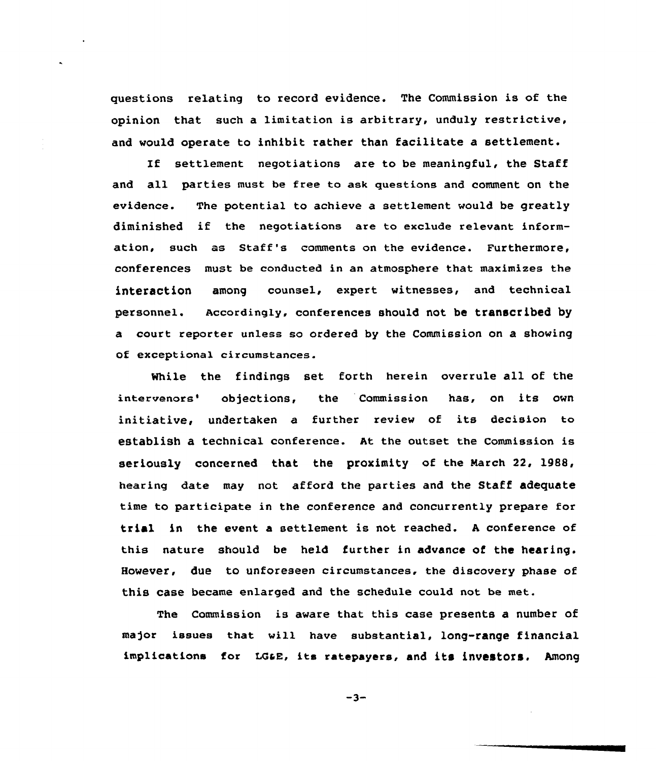questions relating to record evidence. The Commission is of the opinion that such a limitation is arbitrary, unduly restrictive, and would operate to inhibit rather than facilitate a settlement.

If settlement negotiations are to be meaningful, the Staff and all parties must be free to ask questions and comment on the evidence. The potential to achieve a settlement would be greatly diminished if the negotiations are to exclude relevant information, such as Staff's comments on the evidence. Furthermore, conferences must be conducted in an atmosphere that maximizes the interaction among counsel, expert witnesses, and technical personnel. Accordingly, conferences should not be transcribed by a court reporter unless so ordered by the Commission on a showing of exceptional circumstances.

While the findings set forth herein overrule all of the intervenors' objections, the Commission has, on its own initiative, undertaken a further review of its decision to establish a technical conference. At the outset the Commission is seriously concerned that the proximity of the March 22, 1988, hearing date may not afford the parties and the Staff adequate time to participate in the conference and concurrently prepare for trial in the event a settlement is not reached. A conference of this nature should be held further in advance of the hearing. However, due to unforeseen circumstances, the discovery phase of this case became enlarged and the schedule could not be met.

The Commission is aware that this case presents a number of major issues that will have substantial, long-range financial implications for LG&E, its ratepayers, and its investors. Among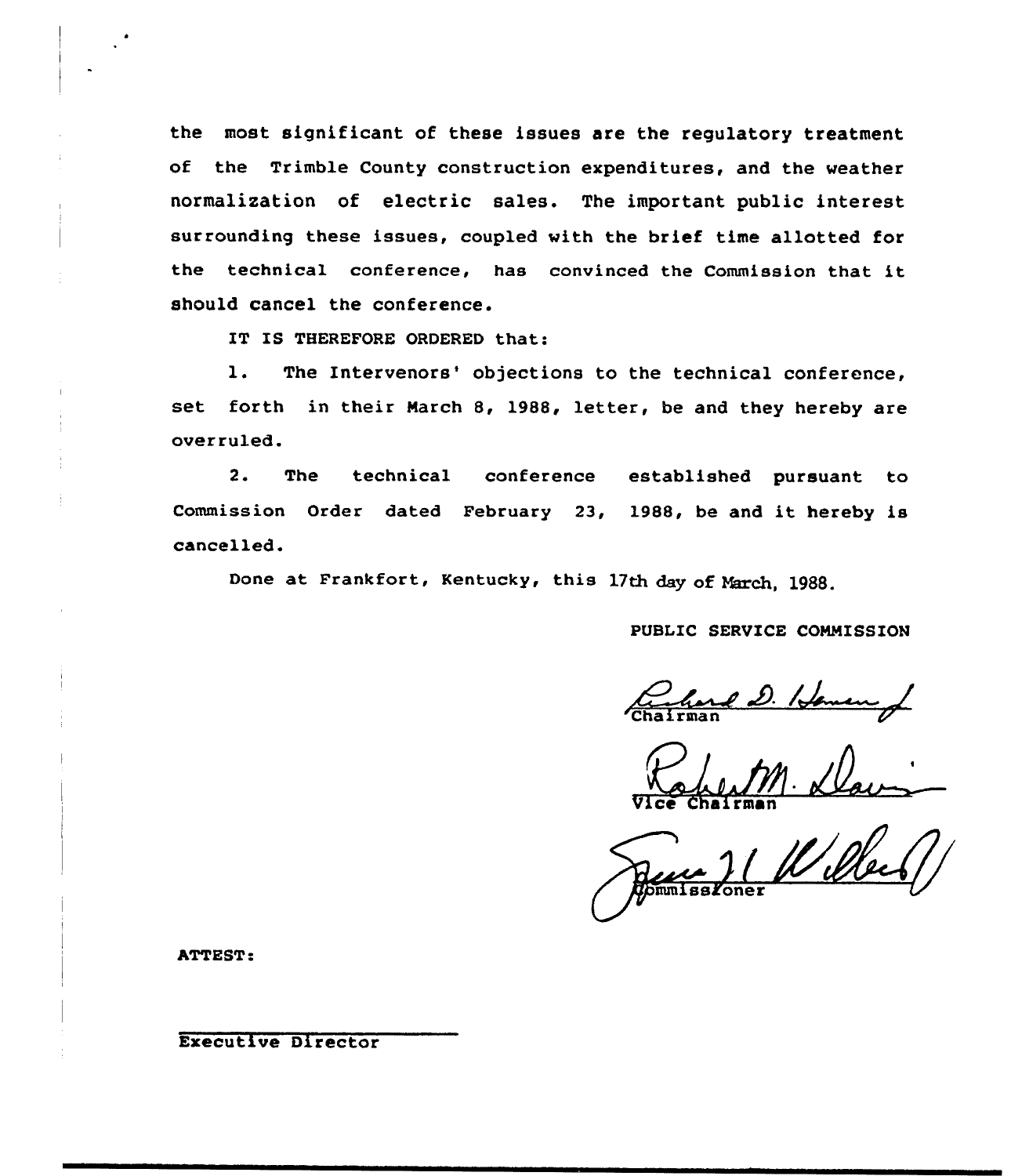the most significant of these issues are the regulatory treatment of the Trimble County construction expenditures, and the weather normalization of electric sales. The important public interest surrounding these issues, coupled with the brief time allotted for the technical conference, has convinced the Commission that it should cancel the conference.

IT IS THEREFORE ORDERED that:

1. The Intervenors' objections to the technical conference, set forth in their March 8, 1988, letter, be and they hereby are overruled.

2. The technical conference established pursuant to Commission Order dated February 23, 1988, be and it hereby is cancelled.

Done at Frankfort, Kentucky, this 17th day of March, 1988.

PUBLIC SERVICE COMMISSION

Chairman

Vice Chairman

Commissioner

ATTEST:

Executive Director